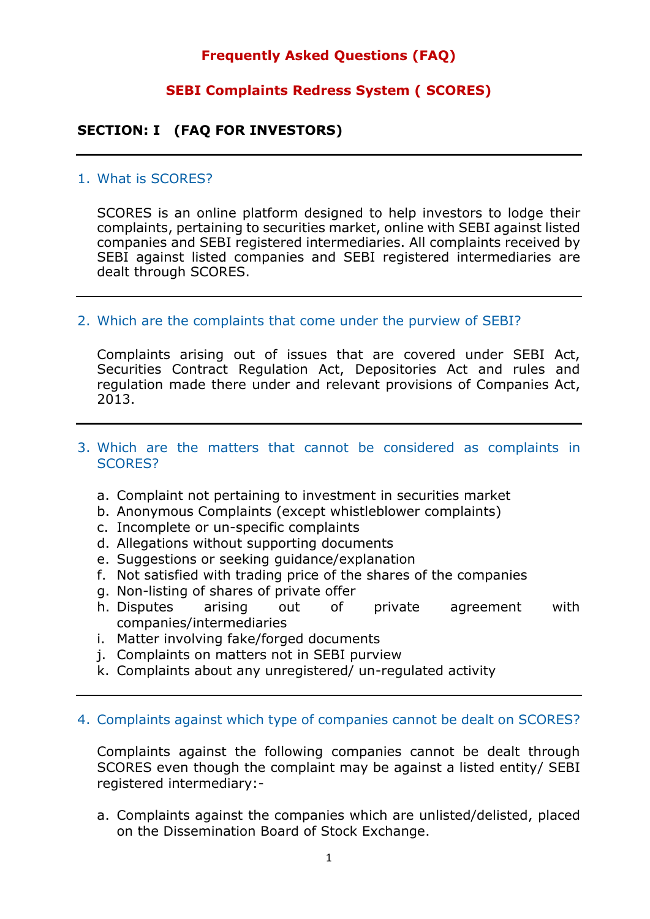# Frequently Asked Questions (FAQ)

## SEBI Complaints Redress System ( SCORES)

### SECTION: I (FAQ FOR INVESTORS)

---

1. What is SCORES?

   SCORES is an online platform designed to help investors to lodge their complaints, pertaining to securities market, online with SEBI against listed companies and SEBI registered intermediaries. All complaints received by SEBI against listed companies and SEBI registered intermediaries are dealt through SCORES.

---

2. Which are the complaints that come under the purview of SEBI?

   Complaints arising out of issues that are covered under SEBI Act, Securities Contract Regulation Act, Depositories Act and rules and regulation made there under and relevant provisions of Companies Act, 2013.

---

3. Which are the matters that cannot be considered as complaints in SCORES?

   a. Complaint not pertaining to investment in securities market
   b. Anonymous Complaints (except whistleblower complaints)
   c. Incomplete or un-specific complaints
   d. Allegations without supporting documents
   e. Suggestions or seeking guidance/explanation
   f. Not satisfied with trading price of the shares of the companies
   g. Non-listing of shares of private offer
   h. Disputes arising out of private agreement with companies/intermediaries
   i. Matter involving fake/forged documents
   j. Complaints on matters not in SEBI purview
   k. Complaints about any unregistered/ un-regulated activity

---

4. Complaints against which type of companies cannot be dealt on SCORES?

   Complaints against the following companies cannot be dealt through SCORES even though the complaint may be against a listed entity/ SEBI registered intermediary:-

   a. Complaints against the companies which are unlisted/delisted, placed on the Dissemination Board of Stock Exchange.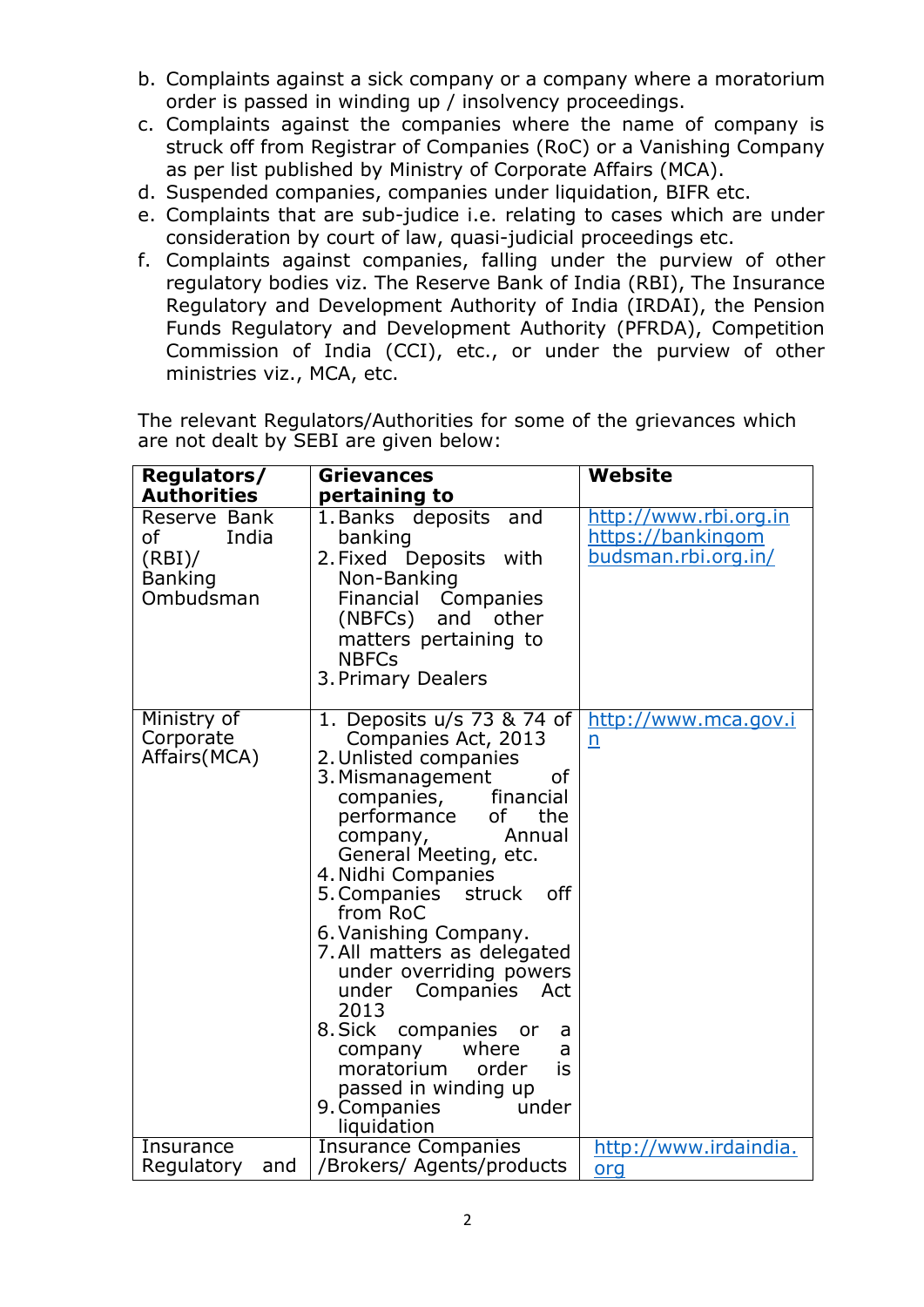b. Complaints against a sick company or a company where a moratorium order is passed in winding up / insolvency proceedings.
c. Complaints against the companies where the name of company is struck off from Registrar of Companies (RoC) or a Vanishing Company as per list published by Ministry of Corporate Affairs (MCA).
d. Suspended companies, companies under liquidation, BIFR etc.
e. Complaints that are sub-judice i.e. relating to cases which are under consideration by court of law, quasi-judicial proceedings etc.
f. Complaints against companies, falling under the purview of other regulatory bodies viz. The Reserve Bank of India (RBI), The Insurance Regulatory and Development Authority of India (IRDAI), the Pension Funds Regulatory and Development Authority (PFRDA), Competition Commission of India (CCI), etc., or under the purview of other ministries viz., MCA, etc.

The relevant Regulators/Authorities for some of the grievances which are not dealt by SEBI are given below:

| **Regulators/ Authorities** | **Grievances pertaining to** | **Website** |
|---|---|---|
| Reserve Bank of India (RBI)/ Banking Ombudsman | 1. Banks deposits and banking<br>2. Fixed Deposits with Non-Banking Financial Companies (NBFCs) and other matters pertaining to NBFCs<br>3. Primary Dealers | http://www.rbi.org.in<br>https://bankingombudsman.rbi.org.in/ |
| Ministry of Corporate Affairs(MCA) | 1. Deposits u/s 73 & 74 of Companies Act, 2013<br>2. Unlisted companies<br>3. Mismanagement of companies, financial performance of the company, Annual General Meeting, etc.<br>4. Nidhi Companies<br>5. Companies struck off from RoC<br>6. Vanishing Company.<br>7. All matters as delegated under overriding powers under Companies Act 2013<br>8. Sick companies or a company where a moratorium order is passed in winding up<br>9. Companies under liquidation | http://www.mca.gov.in |
| Insurance Regulatory and | Insurance Companies /Brokers/ Agents/products | http://www.irdaindia.org |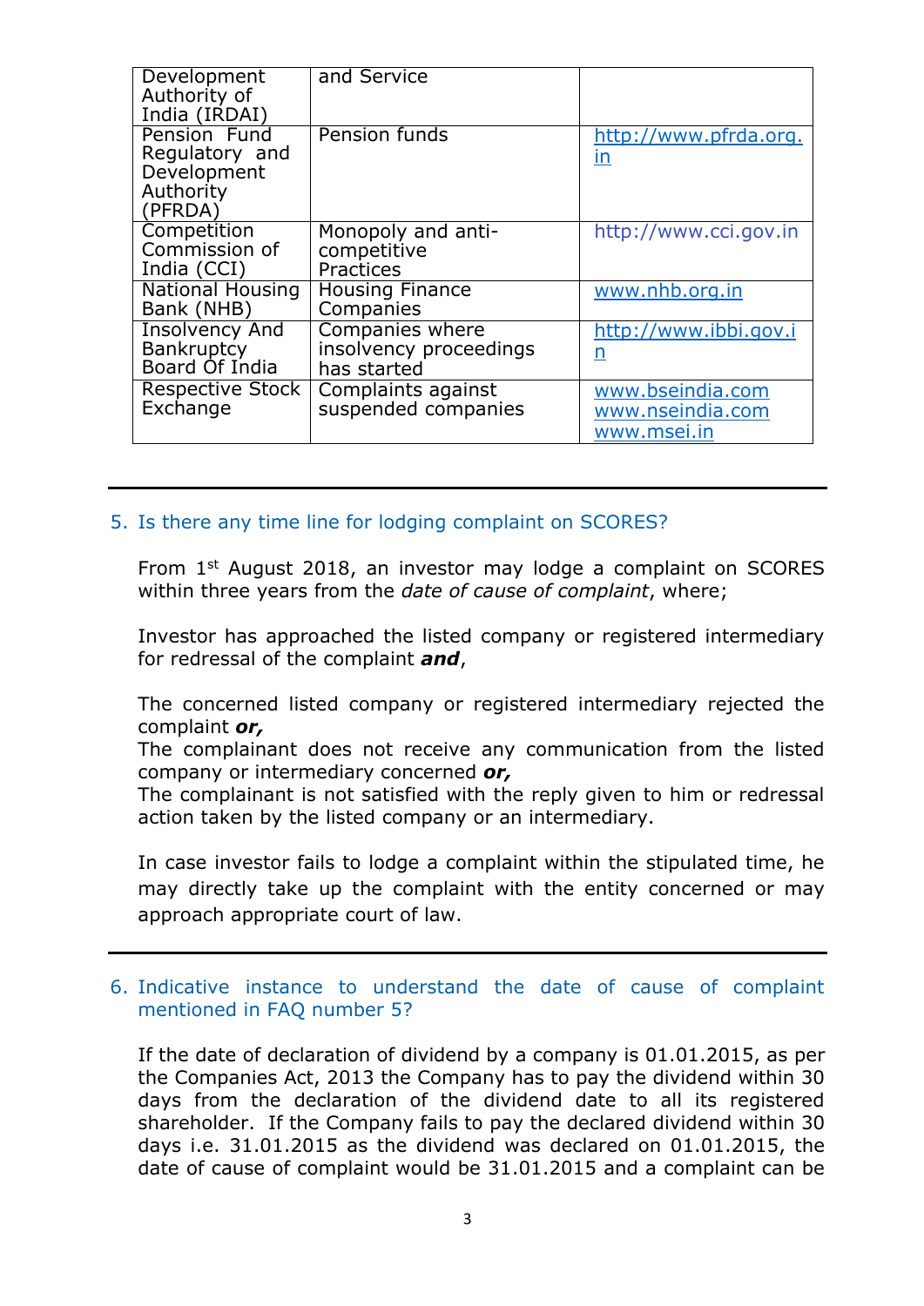| | | |
|---|---|---|
| Development Authority of India (IRDAI) | and Service | |
| Pension Fund Regulatory and Development Authority (PFRDA) | Pension funds | http://www.pfrda.org.in |
| Competition Commission of India (CCI) | Monopoly and anti-competitive Practices | http://www.cci.gov.in |
| National Housing Bank (NHB) | Housing Finance Companies | www.nhb.org.in |
| Insolvency And Bankruptcy Board Of India | Companies where insolvency proceedings has started | http://www.ibbi.gov.in |
| Respective Stock Exchange | Complaints against suspended companies | www.bseindia.com www.nseindia.com www.msei.in |

---

5. Is there any time line for lodging complaint on SCORES?

From 1st August 2018, an investor may lodge a complaint on SCORES within three years from the *date of cause of complaint*, where;

Investor has approached the listed company or registered intermediary for redressal of the complaint ***and***,

The concerned listed company or registered intermediary rejected the complaint ***or,***
The complainant does not receive any communication from the listed company or intermediary concerned ***or,***
The complainant is not satisfied with the reply given to him or redressal action taken by the listed company or an intermediary.

In case investor fails to lodge a complaint within the stipulated time, he may directly take up the complaint with the entity concerned or may approach appropriate court of law.

---

6. Indicative instance to understand the date of cause of complaint mentioned in FAQ number 5?

If the date of declaration of dividend by a company is 01.01.2015, as per the Companies Act, 2013 the Company has to pay the dividend within 30 days from the declaration of the dividend date to all its registered shareholder. If the Company fails to pay the declared dividend within 30 days i.e. 31.01.2015 as the dividend was declared on 01.01.2015, the date of cause of complaint would be 31.01.2015 and a complaint can be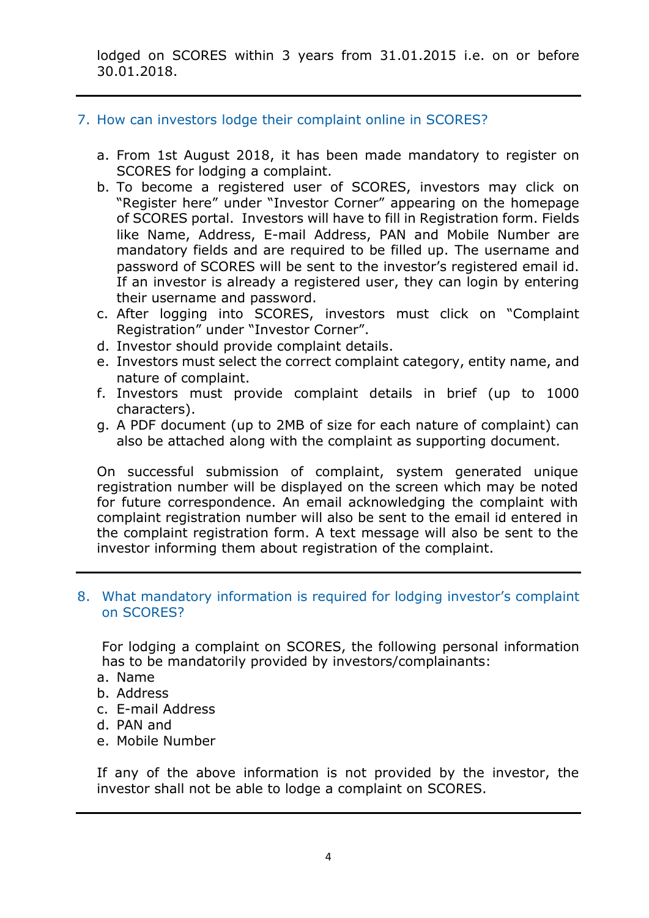lodged on SCORES within 3 years from 31.01.2015 i.e. on or before 30.01.2018.

---

### 7. How can investors lodge their complaint online in SCORES?

a. From 1st August 2018, it has been made mandatory to register on SCORES for lodging a complaint.
b. To become a registered user of SCORES, investors may click on "Register here" under "Investor Corner" appearing on the homepage of SCORES portal. Investors will have to fill in Registration form. Fields like Name, Address, E-mail Address, PAN and Mobile Number are mandatory fields and are required to be filled up. The username and password of SCORES will be sent to the investor's registered email id. If an investor is already a registered user, they can login by entering their username and password.
c. After logging into SCORES, investors must click on "Complaint Registration" under "Investor Corner".
d. Investor should provide complaint details.
e. Investors must select the correct complaint category, entity name, and nature of complaint.
f. Investors must provide complaint details in brief (up to 1000 characters).
g. A PDF document (up to 2MB of size for each nature of complaint) can also be attached along with the complaint as supporting document.

On successful submission of complaint, system generated unique registration number will be displayed on the screen which may be noted for future correspondence. An email acknowledging the complaint with complaint registration number will also be sent to the email id entered in the complaint registration form. A text message will also be sent to the investor informing them about registration of the complaint.

---

### 8. What mandatory information is required for lodging investor's complaint on SCORES?

For lodging a complaint on SCORES, the following personal information has to be mandatorily provided by investors/complainants:

a. Name
b. Address
c. E-mail Address
d. PAN and
e. Mobile Number

If any of the above information is not provided by the investor, the investor shall not be able to lodge a complaint on SCORES.

---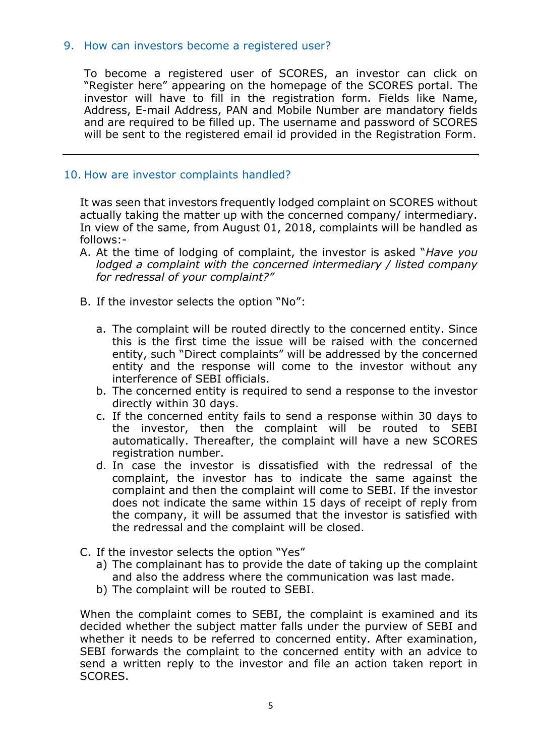### 9. How can investors become a registered user?

To become a registered user of SCORES, an investor can click on "Register here" appearing on the homepage of the SCORES portal. The investor will have to fill in the registration form. Fields like Name, Address, E-mail Address, PAN and Mobile Number are mandatory fields and are required to be filled up. The username and password of SCORES will be sent to the registered email id provided in the Registration Form.

---

### 10. How are investor complaints handled?

It was seen that investors frequently lodged complaint on SCORES without actually taking the matter up with the concerned company/ intermediary. In view of the same, from August 01, 2018, complaints will be handled as follows:-

A. At the time of lodging of complaint, the investor is asked "*Have you lodged a complaint with the concerned intermediary / listed company for redressal of your complaint?"*

B. If the investor selects the option "No":

   a. The complaint will be routed directly to the concerned entity. Since this is the first time the issue will be raised with the concerned entity, such "Direct complaints" will be addressed by the concerned entity and the response will come to the investor without any interference of SEBI officials.
   b. The concerned entity is required to send a response to the investor directly within 30 days.
   c. If the concerned entity fails to send a response within 30 days to the investor, then the complaint will be routed to SEBI automatically. Thereafter, the complaint will have a new SCORES registration number.
   d. In case the investor is dissatisfied with the redressal of the complaint, the investor has to indicate the same against the complaint and then the complaint will come to SEBI. If the investor does not indicate the same within 15 days of receipt of reply from the company, it will be assumed that the investor is satisfied with the redressal and the complaint will be closed.

C. If the investor selects the option "Yes"
   a) The complainant has to provide the date of taking up the complaint and also the address where the communication was last made.
   b) The complaint will be routed to SEBI.

When the complaint comes to SEBI, the complaint is examined and its decided whether the subject matter falls under the purview of SEBI and whether it needs to be referred to concerned entity. After examination, SEBI forwards the complaint to the concerned entity with an advice to send a written reply to the investor and file an action taken report in SCORES.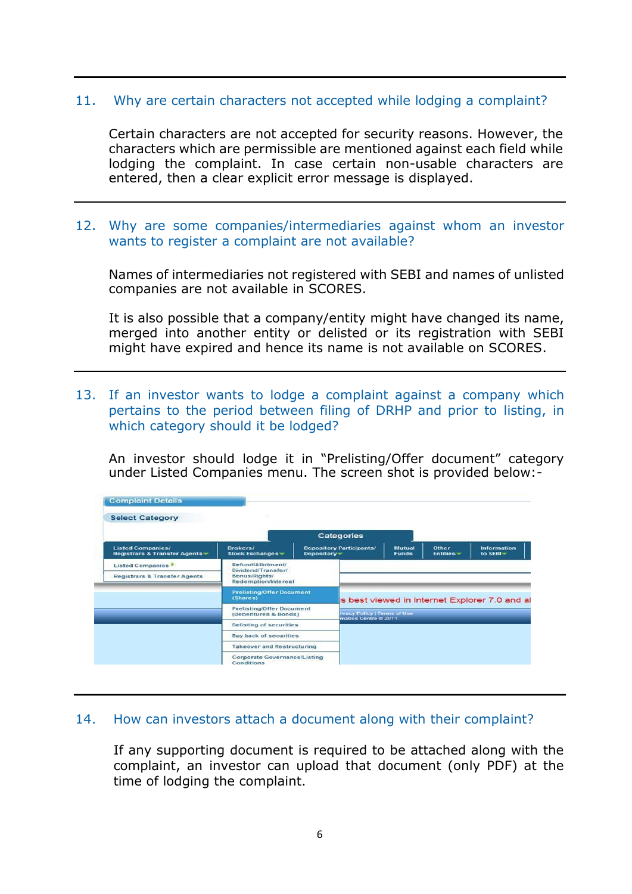## 11. Why are certain characters not accepted while lodging a complaint?

Certain characters are not accepted for security reasons. However, the characters which are permissible are mentioned against each field while lodging the complaint. In case certain non-usable characters are entered, then a clear explicit error message is displayed.

## 12. Why are some companies/intermediaries against whom an investor wants to register a complaint are not available?

Names of intermediaries not registered with SEBI and names of unlisted companies are not available in SCORES.

It is also possible that a company/entity might have changed its name, merged into another entity or delisted or its registration with SEBI might have expired and hence its name is not available on SCORES.

## 13. If an investor wants to lodge a complaint against a company which pertains to the period between filing of DRHP and prior to listing, in which category should it be lodged?

An investor should lodge it in "Prelisting/Offer document" category under Listed Companies menu. The screen shot is provided below:-

## 14. How can investors attach a document along with their complaint?

If any supporting document is required to be attached along with the complaint, an investor can upload that document (only PDF) at the time of lodging the complaint.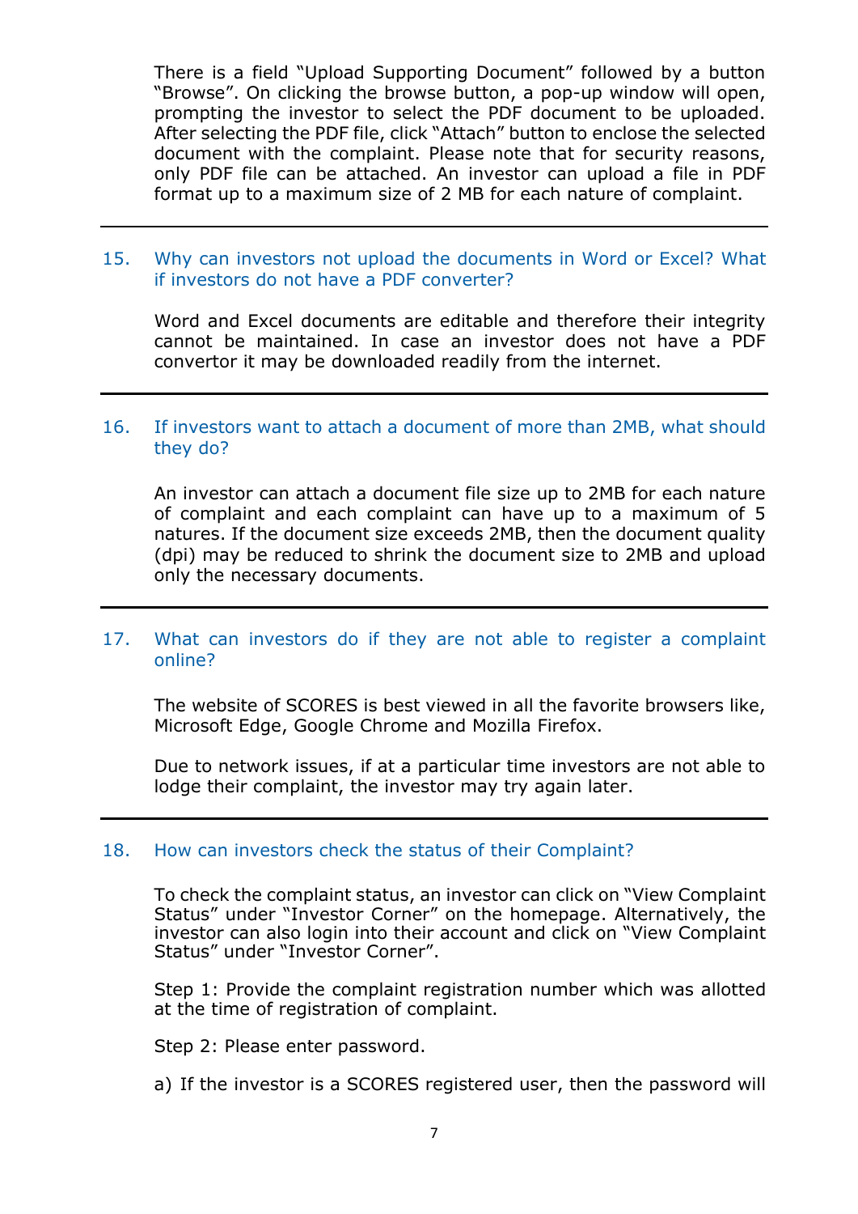There is a field "Upload Supporting Document" followed by a button "Browse". On clicking the browse button, a pop-up window will open, prompting the investor to select the PDF document to be uploaded. After selecting the PDF file, click "Attach" button to enclose the selected document with the complaint. Please note that for security reasons, only PDF file can be attached. An investor can upload a file in PDF format up to a maximum size of 2 MB for each nature of complaint.

---

### 15. Why can investors not upload the documents in Word or Excel? What if investors do not have a PDF converter?

Word and Excel documents are editable and therefore their integrity cannot be maintained. In case an investor does not have a PDF convertor it may be downloaded readily from the internet.

---

### 16. If investors want to attach a document of more than 2MB, what should they do?

An investor can attach a document file size up to 2MB for each nature of complaint and each complaint can have up to a maximum of 5 natures. If the document size exceeds 2MB, then the document quality (dpi) may be reduced to shrink the document size to 2MB and upload only the necessary documents.

---

### 17. What can investors do if they are not able to register a complaint online?

The website of SCORES is best viewed in all the favorite browsers like, Microsoft Edge, Google Chrome and Mozilla Firefox.

Due to network issues, if at a particular time investors are not able to lodge their complaint, the investor may try again later.

---

### 18. How can investors check the status of their Complaint?

To check the complaint status, an investor can click on "View Complaint Status" under "Investor Corner" on the homepage. Alternatively, the investor can also login into their account and click on "View Complaint Status" under "Investor Corner".

Step 1: Provide the complaint registration number which was allotted at the time of registration of complaint.

Step 2: Please enter password.

a) If the investor is a SCORES registered user, then the password will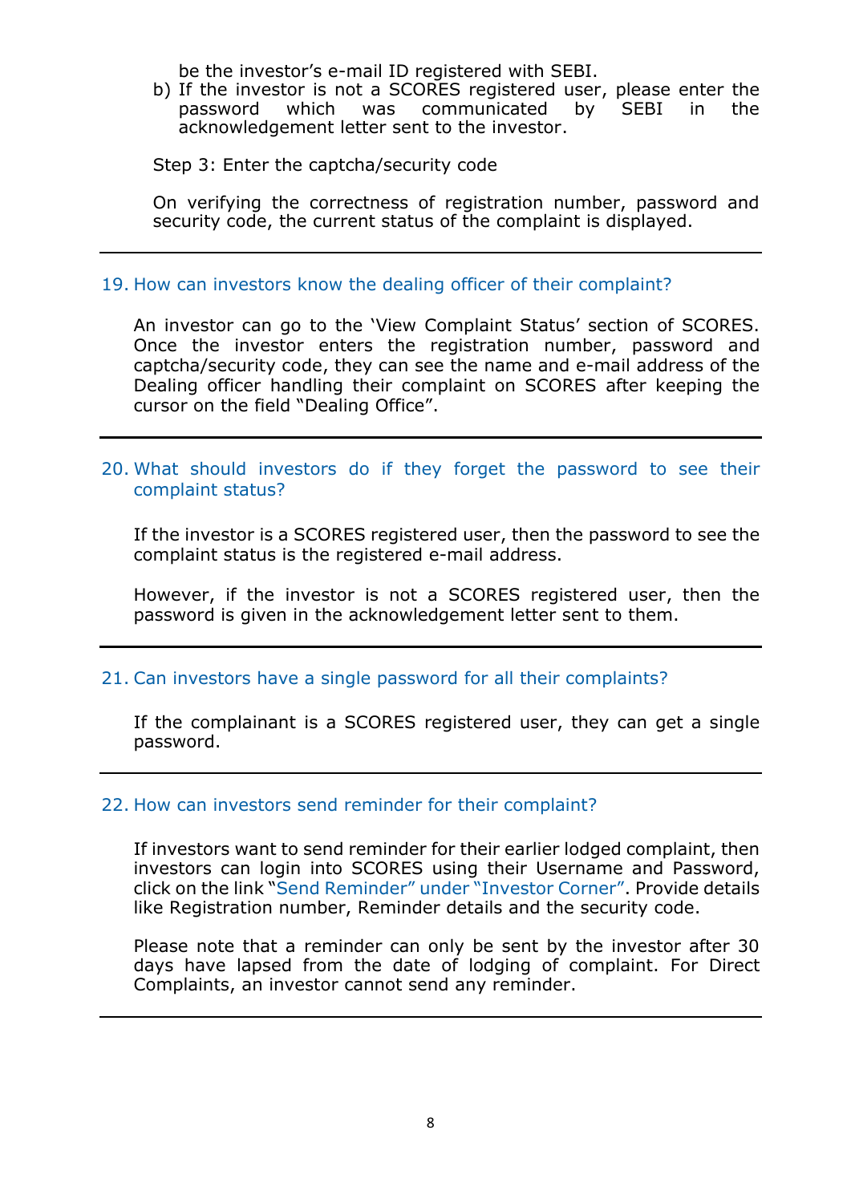be the investor's e-mail ID registered with SEBI.

b) If the investor is not a SCORES registered user, please enter the password which was communicated by SEBI in the acknowledgement letter sent to the investor.

Step 3: Enter the captcha/security code

On verifying the correctness of registration number, password and security code, the current status of the complaint is displayed.

---

### 19. How can investors know the dealing officer of their complaint?

An investor can go to the 'View Complaint Status' section of SCORES. Once the investor enters the registration number, password and captcha/security code, they can see the name and e-mail address of the Dealing officer handling their complaint on SCORES after keeping the cursor on the field "Dealing Office".

---

### 20. What should investors do if they forget the password to see their complaint status?

If the investor is a SCORES registered user, then the password to see the complaint status is the registered e-mail address.

However, if the investor is not a SCORES registered user, then the password is given in the acknowledgement letter sent to them.

---

### 21. Can investors have a single password for all their complaints?

If the complainant is a SCORES registered user, they can get a single password.

---

### 22. How can investors send reminder for their complaint?

If investors want to send reminder for their earlier lodged complaint, then investors can login into SCORES using their Username and Password, click on the link "Send Reminder" under "Investor Corner". Provide details like Registration number, Reminder details and the security code.

Please note that a reminder can only be sent by the investor after 30 days have lapsed from the date of lodging of complaint. For Direct Complaints, an investor cannot send any reminder.

---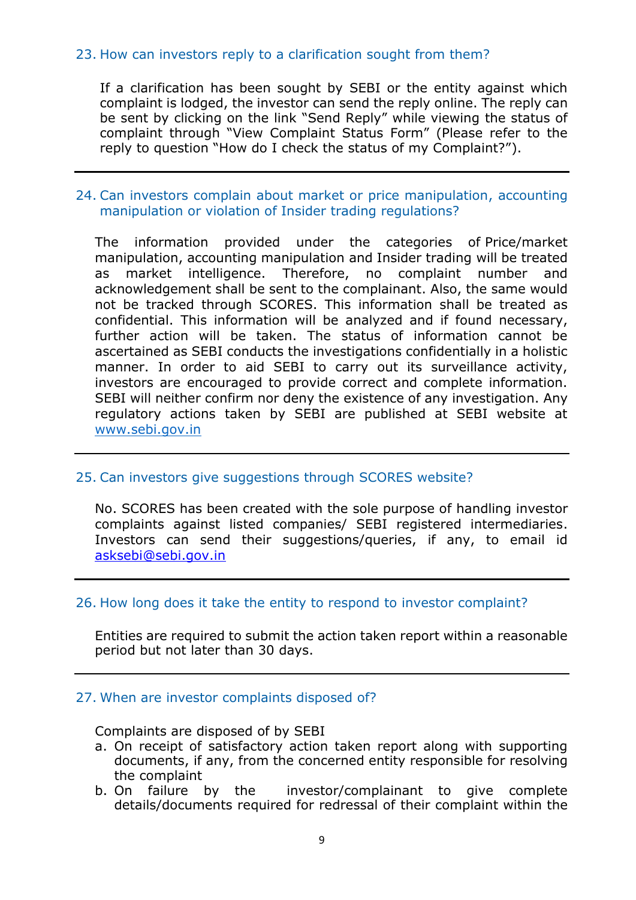### 23. How can investors reply to a clarification sought from them?

If a clarification has been sought by SEBI or the entity against which complaint is lodged, the investor can send the reply online. The reply can be sent by clicking on the link "Send Reply" while viewing the status of complaint through "View Complaint Status Form" (Please refer to the reply to question "How do I check the status of my Complaint?").

---

### 24. Can investors complain about market or price manipulation, accounting manipulation or violation of Insider trading regulations?

The information provided under the categories of Price/market manipulation, accounting manipulation and Insider trading will be treated as market intelligence. Therefore, no complaint number and acknowledgement shall be sent to the complainant. Also, the same would not be tracked through SCORES. This information shall be treated as confidential. This information will be analyzed and if found necessary, further action will be taken. The status of information cannot be ascertained as SEBI conducts the investigations confidentially in a holistic manner. In order to aid SEBI to carry out its surveillance activity, investors are encouraged to provide correct and complete information. SEBI will neither confirm nor deny the existence of any investigation. Any regulatory actions taken by SEBI are published at SEBI website at www.sebi.gov.in

---

### 25. Can investors give suggestions through SCORES website?

No. SCORES has been created with the sole purpose of handling investor complaints against listed companies/ SEBI registered intermediaries. Investors can send their suggestions/queries, if any, to email id asksebi@sebi.gov.in

---

### 26. How long does it take the entity to respond to investor complaint?

Entities are required to submit the action taken report within a reasonable period but not later than 30 days.

---

### 27. When are investor complaints disposed of?

Complaints are disposed of by SEBI

a. On receipt of satisfactory action taken report along with supporting documents, if any, from the concerned entity responsible for resolving the complaint
b. On failure by the investor/complainant to give complete details/documents required for redressal of their complaint within the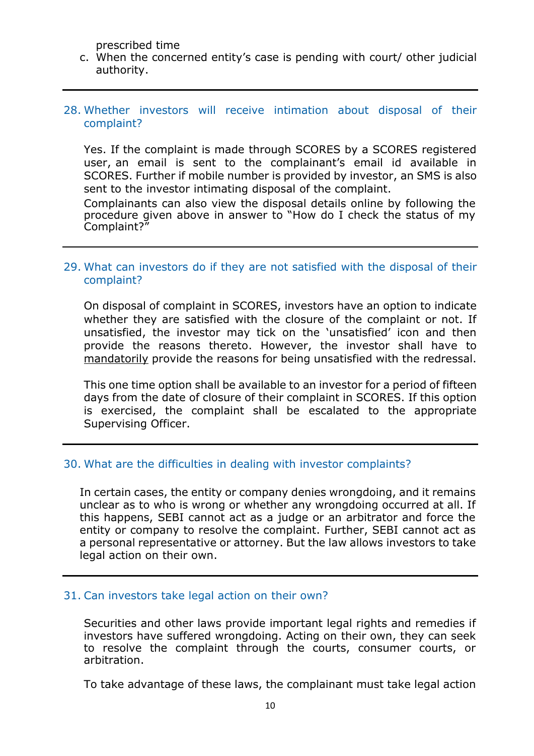prescribed time

c. When the concerned entity's case is pending with court/ other judicial authority.

---

### 28. Whether investors will receive intimation about disposal of their complaint?

Yes. If the complaint is made through SCORES by a SCORES registered user, an email is sent to the complainant's email id available in SCORES. Further if mobile number is provided by investor, an SMS is also sent to the investor intimating disposal of the complaint.

Complainants can also view the disposal details online by following the procedure given above in answer to "How do I check the status of my Complaint?"

---

### 29. What can investors do if they are not satisfied with the disposal of their complaint?

On disposal of complaint in SCORES, investors have an option to indicate whether they are satisfied with the closure of the complaint or not. If unsatisfied, the investor may tick on the 'unsatisfied' icon and then provide the reasons thereto. However, the investor shall have to <u>mandatorily</u> provide the reasons for being unsatisfied with the redressal.

This one time option shall be available to an investor for a period of fifteen days from the date of closure of their complaint in SCORES. If this option is exercised, the complaint shall be escalated to the appropriate Supervising Officer.

---

### 30. What are the difficulties in dealing with investor complaints?

In certain cases, the entity or company denies wrongdoing, and it remains unclear as to who is wrong or whether any wrongdoing occurred at all. If this happens, SEBI cannot act as a judge or an arbitrator and force the entity or company to resolve the complaint. Further, SEBI cannot act as a personal representative or attorney. But the law allows investors to take legal action on their own.

---

### 31. Can investors take legal action on their own?

Securities and other laws provide important legal rights and remedies if investors have suffered wrongdoing. Acting on their own, they can seek to resolve the complaint through the courts, consumer courts, or arbitration.

To take advantage of these laws, the complainant must take legal action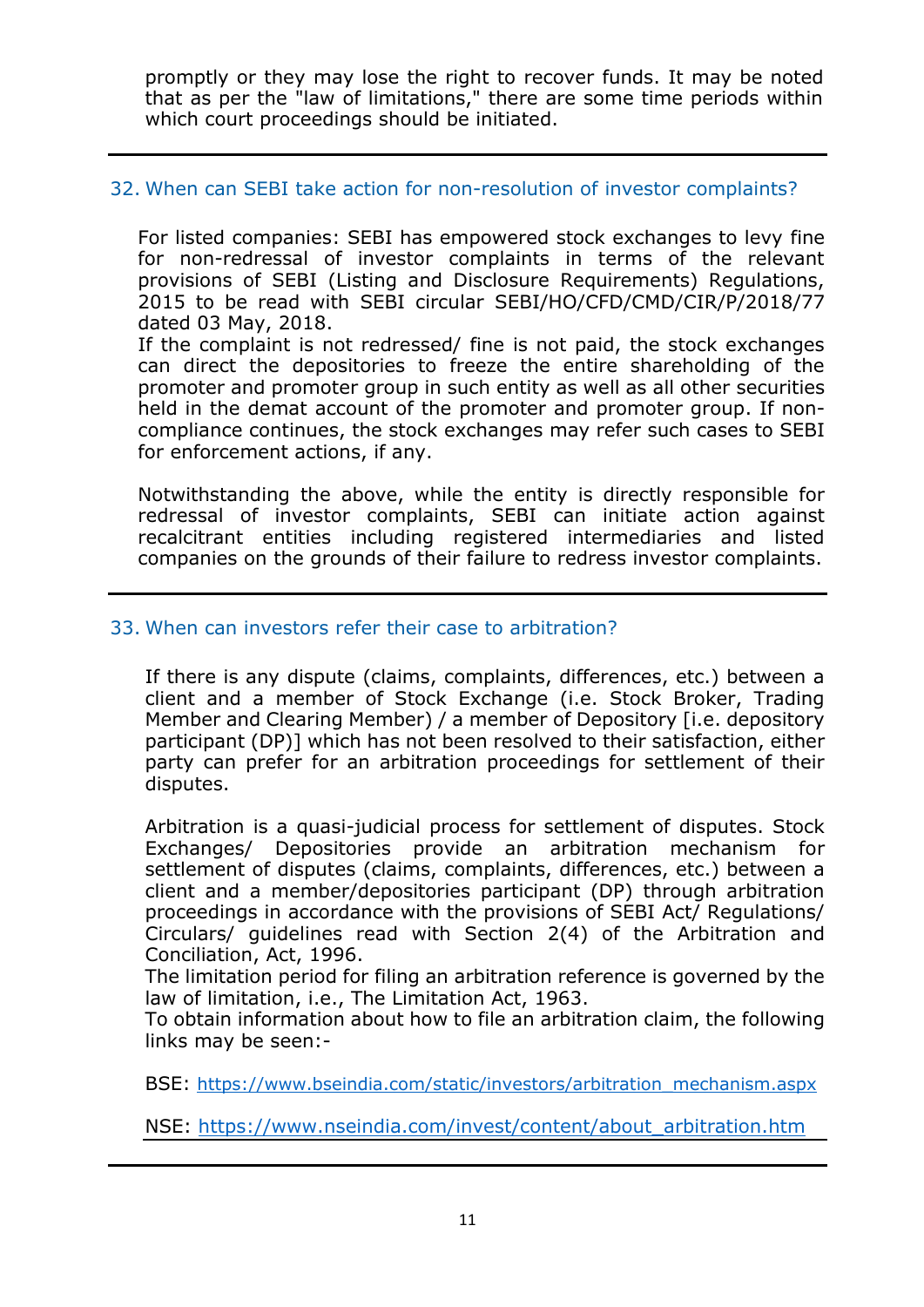promptly or they may lose the right to recover funds. It may be noted that as per the "law of limitations," there are some time periods within which court proceedings should be initiated.

---

## 32. When can SEBI take action for non-resolution of investor complaints?

For listed companies: SEBI has empowered stock exchanges to levy fine for non-redressal of investor complaints in terms of the relevant provisions of SEBI (Listing and Disclosure Requirements) Regulations, 2015 to be read with SEBI circular SEBI/HO/CFD/CMD/CIR/P/2018/77 dated 03 May, 2018.

If the complaint is not redressed/ fine is not paid, the stock exchanges can direct the depositories to freeze the entire shareholding of the promoter and promoter group in such entity as well as all other securities held in the demat account of the promoter and promoter group. If non-compliance continues, the stock exchanges may refer such cases to SEBI for enforcement actions, if any.

Notwithstanding the above, while the entity is directly responsible for redressal of investor complaints, SEBI can initiate action against recalcitrant entities including registered intermediaries and listed companies on the grounds of their failure to redress investor complaints.

---

## 33. When can investors refer their case to arbitration?

If there is any dispute (claims, complaints, differences, etc.) between a client and a member of Stock Exchange (i.e. Stock Broker, Trading Member and Clearing Member) / a member of Depository [i.e. depository participant (DP)] which has not been resolved to their satisfaction, either party can prefer for an arbitration proceedings for settlement of their disputes.

Arbitration is a quasi-judicial process for settlement of disputes. Stock Exchanges/ Depositories provide an arbitration mechanism for settlement of disputes (claims, complaints, differences, etc.) between a client and a member/depositories participant (DP) through arbitration proceedings in accordance with the provisions of SEBI Act/ Regulations/ Circulars/ guidelines read with Section 2(4) of the Arbitration and Conciliation, Act, 1996.

The limitation period for filing an arbitration reference is governed by the law of limitation, i.e., The Limitation Act, 1963.

To obtain information about how to file an arbitration claim, the following links may be seen:-

BSE: https://www.bseindia.com/static/investors/arbitration_mechanism.aspx

NSE: https://www.nseindia.com/invest/content/about_arbitration.htm

---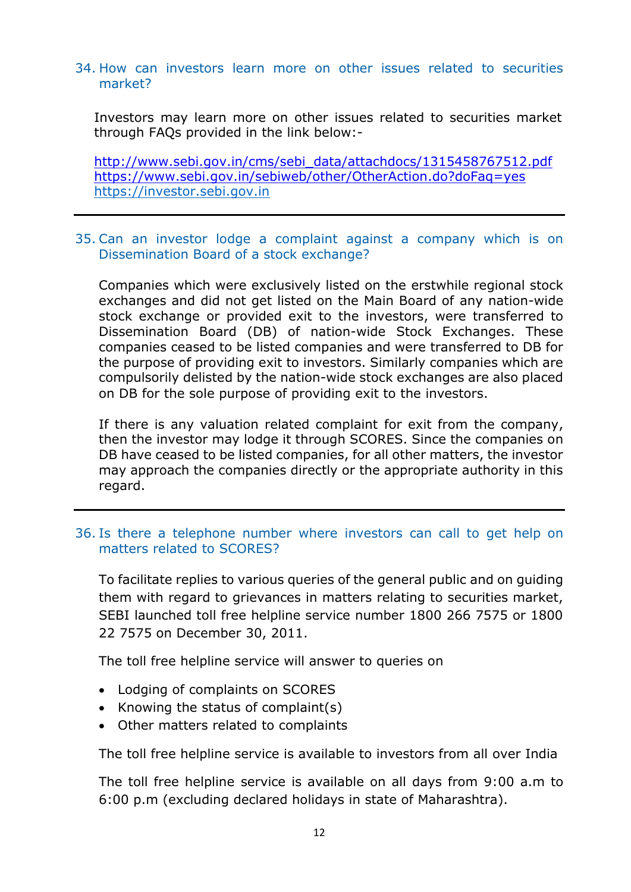### 34. How can investors learn more on other issues related to securities market?

Investors may learn more on other issues related to securities market through FAQs provided in the link below:-

http://www.sebi.gov.in/cms/sebi_data/attachdocs/1315458767512.pdf
https://www.sebi.gov.in/sebiweb/other/OtherAction.do?doFaq=yes
https://investor.sebi.gov.in

---

### 35. Can an investor lodge a complaint against a company which is on Dissemination Board of a stock exchange?

Companies which were exclusively listed on the erstwhile regional stock exchanges and did not get listed on the Main Board of any nation-wide stock exchange or provided exit to the investors, were transferred to Dissemination Board (DB) of nation-wide Stock Exchanges. These companies ceased to be listed companies and were transferred to DB for the purpose of providing exit to investors. Similarly companies which are compulsorily delisted by the nation-wide stock exchanges are also placed on DB for the sole purpose of providing exit to the investors.

If there is any valuation related complaint for exit from the company, then the investor may lodge it through SCORES. Since the companies on DB have ceased to be listed companies, for all other matters, the investor may approach the companies directly or the appropriate authority in this regard.

---

### 36. Is there a telephone number where investors can call to get help on matters related to SCORES?

To facilitate replies to various queries of the general public and on guiding them with regard to grievances in matters relating to securities market, SEBI launched toll free helpline service number 1800 266 7575 or 1800 22 7575 on December 30, 2011.

The toll free helpline service will answer to queries on

- Lodging of complaints on SCORES
- Knowing the status of complaint(s)
- Other matters related to complaints

The toll free helpline service is available to investors from all over India

The toll free helpline service is available on all days from 9:00 a.m to 6:00 p.m (excluding declared holidays in state of Maharashtra).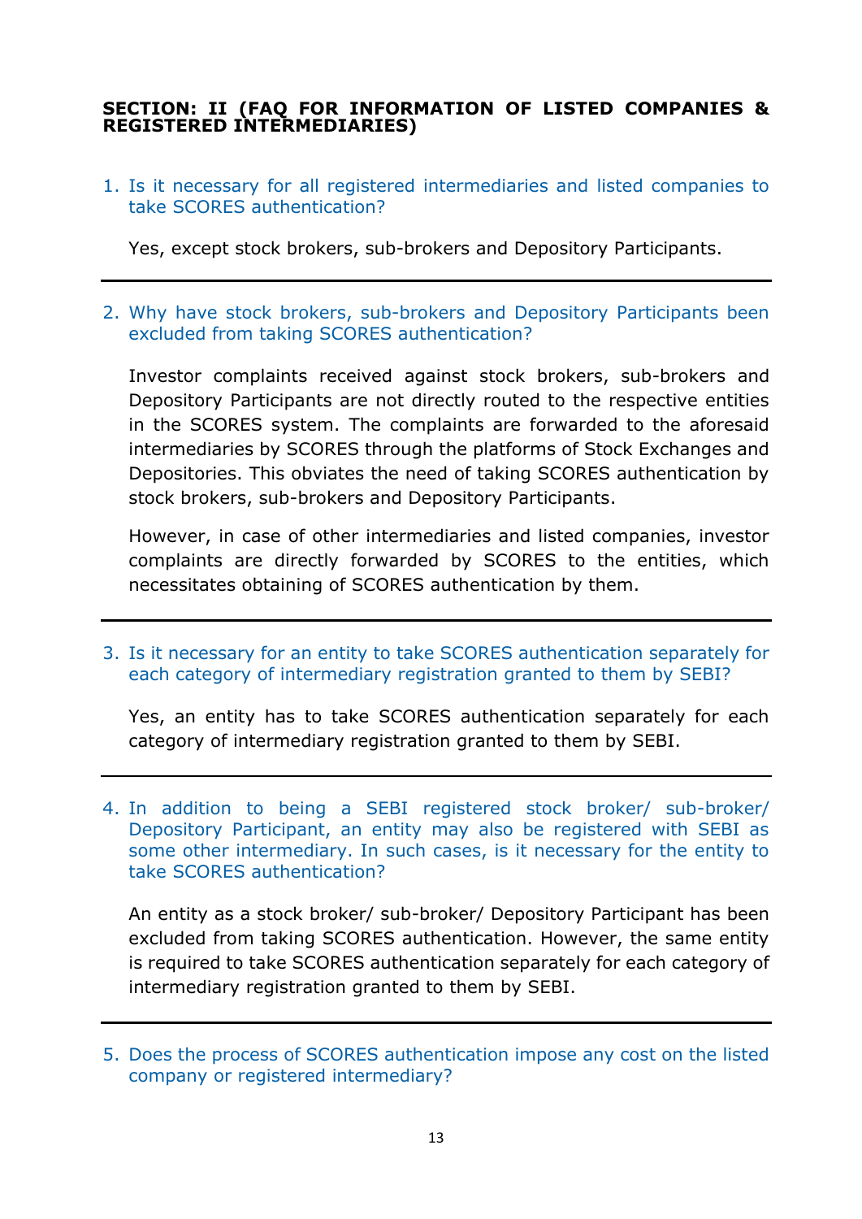**SECTION: II (FAQ FOR INFORMATION OF LISTED COMPANIES & REGISTERED INTERMEDIARIES)**

1. Is it necessary for all registered intermediaries and listed companies to take SCORES authentication?

   Yes, except stock brokers, sub-brokers and Depository Participants.

---

2. Why have stock brokers, sub-brokers and Depository Participants been excluded from taking SCORES authentication?

   Investor complaints received against stock brokers, sub-brokers and Depository Participants are not directly routed to the respective entities in the SCORES system. The complaints are forwarded to the aforesaid intermediaries by SCORES through the platforms of Stock Exchanges and Depositories. This obviates the need of taking SCORES authentication by stock brokers, sub-brokers and Depository Participants.

   However, in case of other intermediaries and listed companies, investor complaints are directly forwarded by SCORES to the entities, which necessitates obtaining of SCORES authentication by them.

---

3. Is it necessary for an entity to take SCORES authentication separately for each category of intermediary registration granted to them by SEBI?

   Yes, an entity has to take SCORES authentication separately for each category of intermediary registration granted to them by SEBI.

---

4. In addition to being a SEBI registered stock broker/ sub-broker/ Depository Participant, an entity may also be registered with SEBI as some other intermediary. In such cases, is it necessary for the entity to take SCORES authentication?

   An entity as a stock broker/ sub-broker/ Depository Participant has been excluded from taking SCORES authentication. However, the same entity is required to take SCORES authentication separately for each category of intermediary registration granted to them by SEBI.

---

5. Does the process of SCORES authentication impose any cost on the listed company or registered intermediary?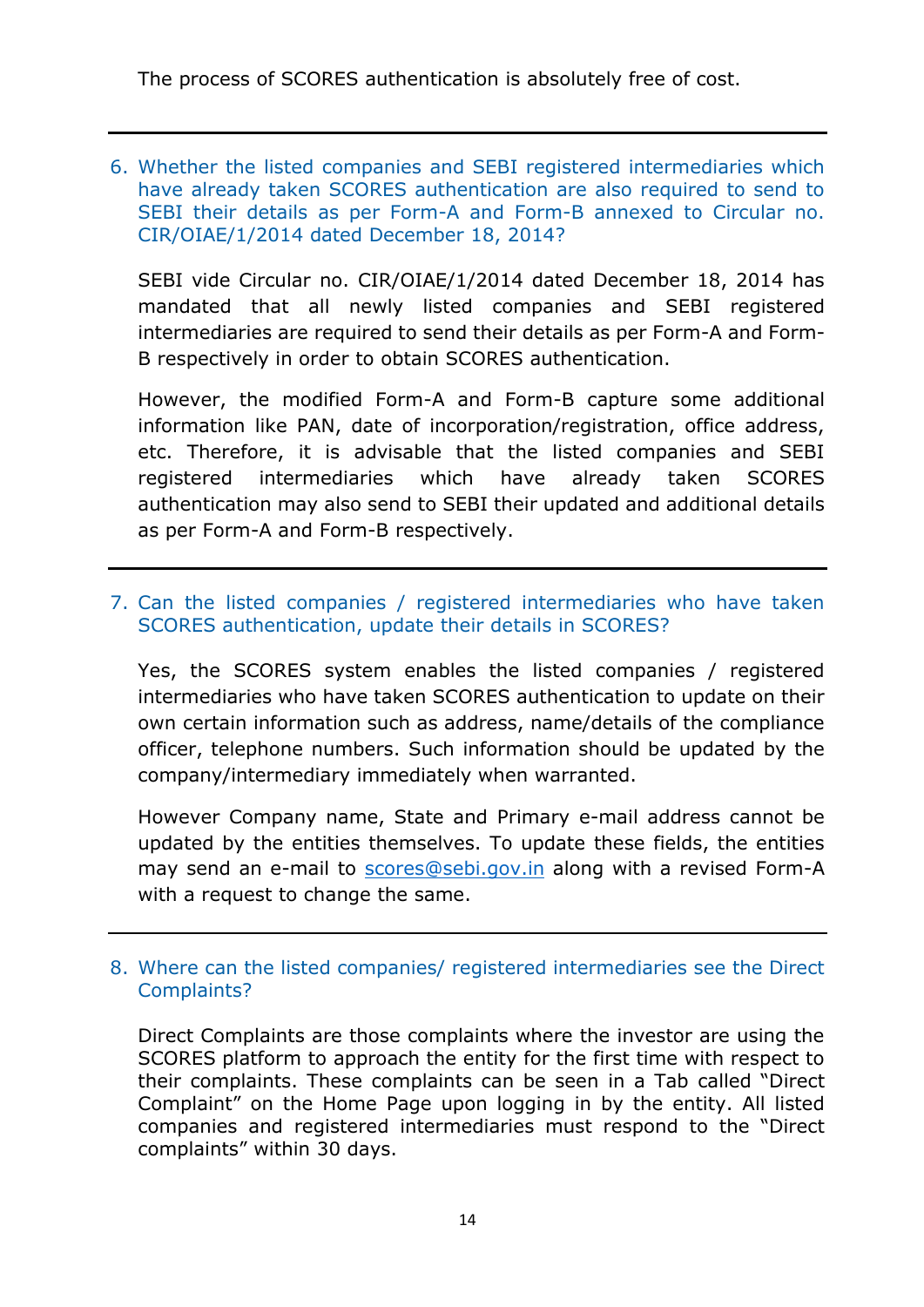The process of SCORES authentication is absolutely free of cost.

---

6. Whether the listed companies and SEBI registered intermediaries which have already taken SCORES authentication are also required to send to SEBI their details as per Form-A and Form-B annexed to Circular no. CIR/OIAE/1/2014 dated December 18, 2014?

   SEBI vide Circular no. CIR/OIAE/1/2014 dated December 18, 2014 has mandated that all newly listed companies and SEBI registered intermediaries are required to send their details as per Form-A and Form-B respectively in order to obtain SCORES authentication.

   However, the modified Form-A and Form-B capture some additional information like PAN, date of incorporation/registration, office address, etc. Therefore, it is advisable that the listed companies and SEBI registered intermediaries which have already taken SCORES authentication may also send to SEBI their updated and additional details as per Form-A and Form-B respectively.

---

7. Can the listed companies / registered intermediaries who have taken SCORES authentication, update their details in SCORES?

   Yes, the SCORES system enables the listed companies / registered intermediaries who have taken SCORES authentication to update on their own certain information such as address, name/details of the compliance officer, telephone numbers. Such information should be updated by the company/intermediary immediately when warranted.

   However Company name, State and Primary e-mail address cannot be updated by the entities themselves. To update these fields, the entities may send an e-mail to scores@sebi.gov.in along with a revised Form-A with a request to change the same.

---

8. Where can the listed companies/ registered intermediaries see the Direct Complaints?

   Direct Complaints are those complaints where the investor are using the SCORES platform to approach the entity for the first time with respect to their complaints. These complaints can be seen in a Tab called "Direct Complaint" on the Home Page upon logging in by the entity. All listed companies and registered intermediaries must respond to the "Direct complaints" within 30 days.